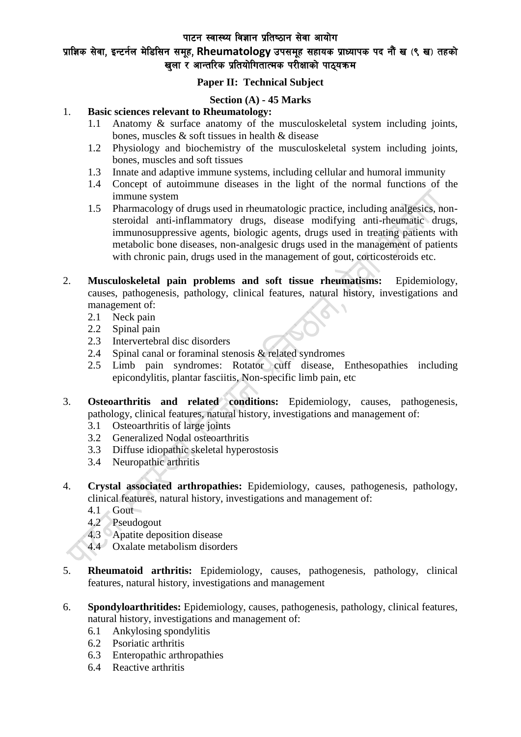पाटन स्वास्थ्य विज्ञान प्रतिष्ठान सेवा आयोग

प्राज्ञिक सेवा, इन्टर्नल मेडिसिन समूह, Rheumatology उपसमूह सहायक प्राध्यापक पद नौं ख (९ ख) तहको खुला र आन्तरिक प्रतियोगितात्मक परीक्षाको पाठ्यक्रम

## Paper II: Technical Subject

### Section (A) - 45 Marks

1. **Basic sciences relevant to Rheumatology:**
   - 1.1 Anatomy & surface anatomy of the musculoskeletal system including joints, bones, muscles & soft tissues in health & disease
   - 1.2 Physiology and biochemistry of the musculoskeletal system including joints, bones, muscles and soft tissues
   - 1.3 Innate and adaptive immune systems, including cellular and humoral immunity
   - 1.4 Concept of autoimmune diseases in the light of the normal functions of the immune system
   - 1.5 Pharmacology of drugs used in rheumatologic practice, including analgesics, non-steroidal anti-inflammatory drugs, disease modifying anti-rheumatic drugs, immunosuppressive agents, biologic agents, drugs used in treating patients with metabolic bone diseases, non-analgesic drugs used in the management of patients with chronic pain, drugs used in the management of gout, corticosteroids etc.

2. **Musculoskeletal pain problems and soft tissue rheumatisms:** Epidemiology, causes, pathogenesis, pathology, clinical features, natural history, investigations and management of:
   - 2.1 Neck pain
   - 2.2 Spinal pain
   - 2.3 Intervertebral disc disorders
   - 2.4 Spinal canal or foraminal stenosis & related syndromes
   - 2.5 Limb pain syndromes: Rotator cuff disease, Enthesopathies including epicondylitis, plantar fasciitis, Non-specific limb pain, etc

3. **Osteoarthritis and related conditions:** Epidemiology, causes, pathogenesis, pathology, clinical features, natural history, investigations and management of:
   - 3.1 Osteoarthritis of large joints
   - 3.2 Generalized Nodal osteoarthritis
   - 3.3 Diffuse idiopathic skeletal hyperostosis
   - 3.4 Neuropathic arthritis

4. **Crystal associated arthropathies:** Epidemiology, causes, pathogenesis, pathology, clinical features, natural history, investigations and management of:
   - 4.1 Gout
   - 4.2 Pseudogout
   - 4.3 Apatite deposition disease
   - 4.4 Oxalate metabolism disorders

5. **Rheumatoid arthritis:** Epidemiology, causes, pathogenesis, pathology, clinical features, natural history, investigations and management

6. **Spondyloarthritides:** Epidemiology, causes, pathogenesis, pathology, clinical features, natural history, investigations and management of:
   - 6.1 Ankylosing spondylitis
   - 6.2 Psoriatic arthritis
   - 6.3 Enteropathic arthropathies
   - 6.4 Reactive arthritis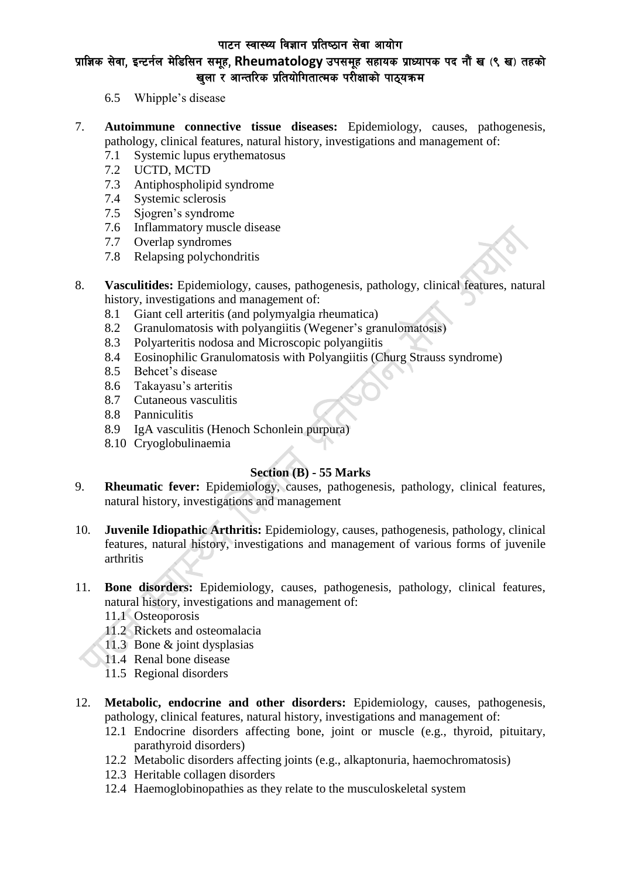6.5 Whipple's disease

7. **Autoimmune connective tissue diseases:** Epidemiology, causes, pathogenesis, pathology, clinical features, natural history, investigations and management of:
   - 7.1 Systemic lupus erythematosus
   - 7.2 UCTD, MCTD
   - 7.3 Antiphospholipid syndrome
   - 7.4 Systemic sclerosis
   - 7.5 Sjogren's syndrome
   - 7.6 Inflammatory muscle disease
   - 7.7 Overlap syndromes
   - 7.8 Relapsing polychondritis

8. **Vasculitides:** Epidemiology, causes, pathogenesis, pathology, clinical features, natural history, investigations and management of:
   - 8.1 Giant cell arteritis (and polymyalgia rheumatica)
   - 8.2 Granulomatosis with polyangiitis (Wegener's granulomatosis)
   - 8.3 Polyarteritis nodosa and Microscopic polyangiitis
   - 8.4 Eosinophilic Granulomatosis with Polyangiitis (Churg Strauss syndrome)
   - 8.5 Behcet's disease
   - 8.6 Takayasu's arteritis
   - 8.7 Cutaneous vasculitis
   - 8.8 Panniculitis
   - 8.9 IgA vasculitis (Henoch Schonlein purpura)
   - 8.10 Cryoglobulinaemia

## Section (B) - 55 Marks

9. **Rheumatic fever:** Epidemiology, causes, pathogenesis, pathology, clinical features, natural history, investigations and management

10. **Juvenile Idiopathic Arthritis:** Epidemiology, causes, pathogenesis, pathology, clinical features, natural history, investigations and management of various forms of juvenile arthritis

11. **Bone disorders:** Epidemiology, causes, pathogenesis, pathology, clinical features, natural history, investigations and management of:
    - 11.1 Osteoporosis
    - 11.2 Rickets and osteomalacia
    - 11.3 Bone & joint dysplasias
    - 11.4 Renal bone disease
    - 11.5 Regional disorders

12. **Metabolic, endocrine and other disorders:** Epidemiology, causes, pathogenesis, pathology, clinical features, natural history, investigations and management of:
    - 12.1 Endocrine disorders affecting bone, joint or muscle (e.g., thyroid, pituitary, parathyroid disorders)
    - 12.2 Metabolic disorders affecting joints (e.g., alkaptonuria, haemochromatosis)
    - 12.3 Heritable collagen disorders
    - 12.4 Haemoglobinopathies as they relate to the musculoskeletal system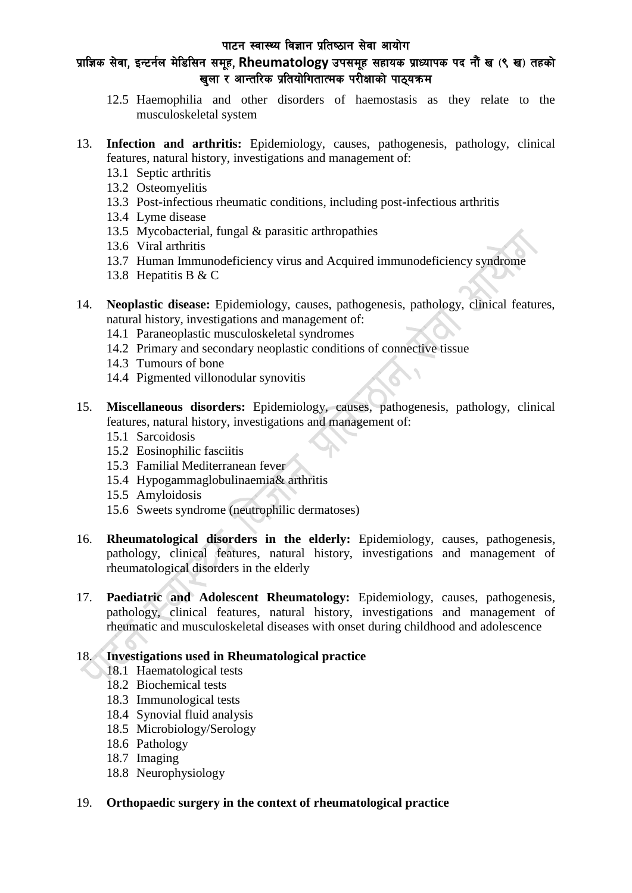12.5 Haemophilia and other disorders of haemostasis as they relate to the musculoskeletal system

13. **Infection and arthritis:** Epidemiology, causes, pathogenesis, pathology, clinical features, natural history, investigations and management of:
    - 13.1 Septic arthritis
    - 13.2 Osteomyelitis
    - 13.3 Post-infectious rheumatic conditions, including post-infectious arthritis
    - 13.4 Lyme disease
    - 13.5 Mycobacterial, fungal & parasitic arthropathies
    - 13.6 Viral arthritis
    - 13.7 Human Immunodeficiency virus and Acquired immunodeficiency syndrome
    - 13.8 Hepatitis B & C

14. **Neoplastic disease:** Epidemiology, causes, pathogenesis, pathology, clinical features, natural history, investigations and management of:
    - 14.1 Paraneoplastic musculoskeletal syndromes
    - 14.2 Primary and secondary neoplastic conditions of connective tissue
    - 14.3 Tumours of bone
    - 14.4 Pigmented villonodular synovitis

15. **Miscellaneous disorders:** Epidemiology, causes, pathogenesis, pathology, clinical features, natural history, investigations and management of:
    - 15.1 Sarcoidosis
    - 15.2 Eosinophilic fasciitis
    - 15.3 Familial Mediterranean fever
    - 15.4 Hypogammaglobulinaemia& arthritis
    - 15.5 Amyloidosis
    - 15.6 Sweets syndrome (neutrophilic dermatoses)

16. **Rheumatological disorders in the elderly:** Epidemiology, causes, pathogenesis, pathology, clinical features, natural history, investigations and management of rheumatological disorders in the elderly

17. **Paediatric and Adolescent Rheumatology:** Epidemiology, causes, pathogenesis, pathology, clinical features, natural history, investigations and management of rheumatic and musculoskeletal diseases with onset during childhood and adolescence

18. **Investigations used in Rheumatological practice**
    - 18.1 Haematological tests
    - 18.2 Biochemical tests
    - 18.3 Immunological tests
    - 18.4 Synovial fluid analysis
    - 18.5 Microbiology/Serology
    - 18.6 Pathology
    - 18.7 Imaging
    - 18.8 Neurophysiology

19. **Orthopaedic surgery in the context of rheumatological practice**